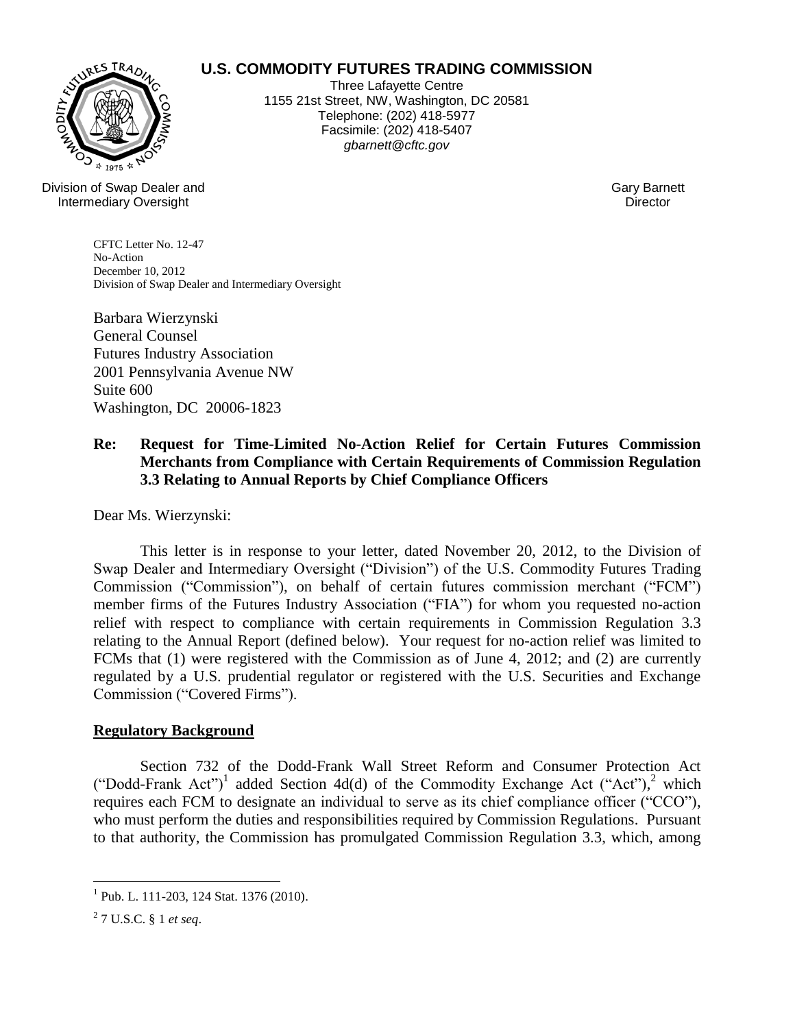**U.S. COMMODITY FUTURES TRADING COMMISSION**

Three Lafayette Centre
1155 21st Street, NW, Washington, DC 20581
Telephone: (202) 418-5977
Facsimile: (202) 418-5407
*gbarnett@cftc.gov*

Division of Swap Dealer and Intermediary Oversight

Gary Barnett
Director

CFTC Letter No. 12-47
No-Action
December 10, 2012
Division of Swap Dealer and Intermediary Oversight

Barbara Wierzynski
General Counsel
Futures Industry Association
2001 Pennsylvania Avenue NW
Suite 600
Washington, DC 20006-1823

**Re: Request for Time-Limited No-Action Relief for Certain Futures Commission Merchants from Compliance with Certain Requirements of Commission Regulation 3.3 Relating to Annual Reports by Chief Compliance Officers**

Dear Ms. Wierzynski:

This letter is in response to your letter, dated November 20, 2012, to the Division of Swap Dealer and Intermediary Oversight ("Division") of the U.S. Commodity Futures Trading Commission ("Commission"), on behalf of certain futures commission merchant ("FCM") member firms of the Futures Industry Association ("FIA") for whom you requested no-action relief with respect to compliance with certain requirements in Commission Regulation 3.3 relating to the Annual Report (defined below). Your request for no-action relief was limited to FCMs that (1) were registered with the Commission as of June 4, 2012; and (2) are currently regulated by a U.S. prudential regulator or registered with the U.S. Securities and Exchange Commission ("Covered Firms").

**Regulatory Background**

Section 732 of the Dodd-Frank Wall Street Reform and Consumer Protection Act ("Dodd-Frank Act")[1] added Section 4d(d) of the Commodity Exchange Act ("Act"),[2] which requires each FCM to designate an individual to serve as its chief compliance officer ("CCO"), who must perform the duties and responsibilities required by Commission Regulations. Pursuant to that authority, the Commission has promulgated Commission Regulation 3.3, which, among

[1] Pub. L. 111-203, 124 Stat. 1376 (2010).

[2] 7 U.S.C. § 1 *et seq*.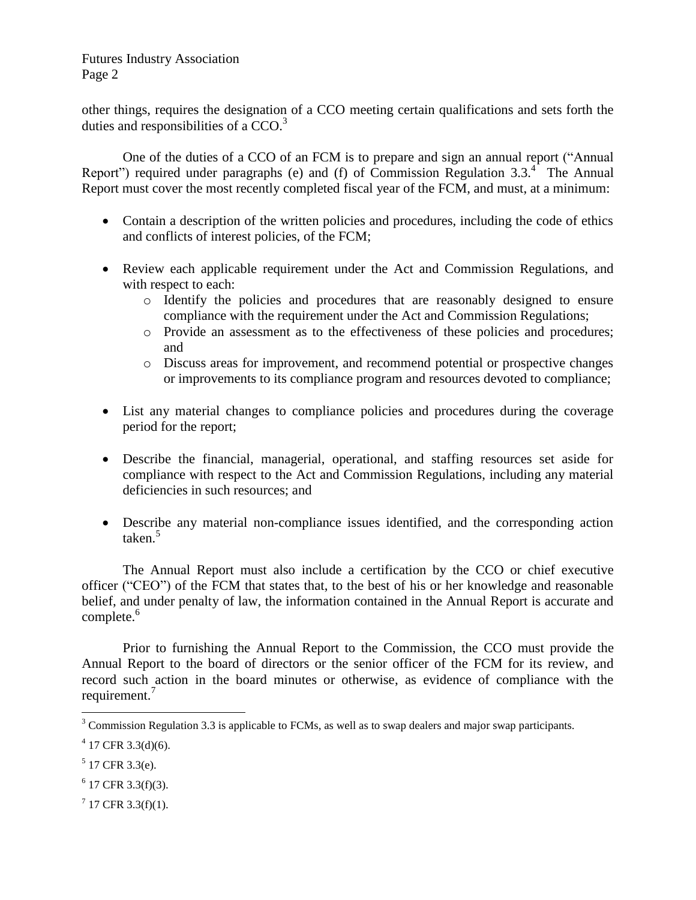other things, requires the designation of a CCO meeting certain qualifications and sets forth the duties and responsibilities of a CCO.[3]

One of the duties of a CCO of an FCM is to prepare and sign an annual report ("Annual Report") required under paragraphs (e) and (f) of Commission Regulation 3.3.[4] The Annual Report must cover the most recently completed fiscal year of the FCM, and must, at a minimum:

- Contain a description of the written policies and procedures, including the code of ethics and conflicts of interest policies, of the FCM;
- Review each applicable requirement under the Act and Commission Regulations, and with respect to each:
  - Identify the policies and procedures that are reasonably designed to ensure compliance with the requirement under the Act and Commission Regulations;
  - Provide an assessment as to the effectiveness of these policies and procedures; and
  - Discuss areas for improvement, and recommend potential or prospective changes or improvements to its compliance program and resources devoted to compliance;
- List any material changes to compliance policies and procedures during the coverage period for the report;
- Describe the financial, managerial, operational, and staffing resources set aside for compliance with respect to the Act and Commission Regulations, including any material deficiencies in such resources; and
- Describe any material non-compliance issues identified, and the corresponding action taken.[5]

The Annual Report must also include a certification by the CCO or chief executive officer ("CEO") of the FCM that states that, to the best of his or her knowledge and reasonable belief, and under penalty of law, the information contained in the Annual Report is accurate and complete.[6]

Prior to furnishing the Annual Report to the Commission, the CCO must provide the Annual Report to the board of directors or the senior officer of the FCM for its review, and record such action in the board minutes or otherwise, as evidence of compliance with the requirement.[7]

---

[3] Commission Regulation 3.3 is applicable to FCMs, as well as to swap dealers and major swap participants.

[4] 17 CFR 3.3(d)(6).

[5] 17 CFR 3.3(e).

[6] 17 CFR 3.3(f)(3).

[7] 17 CFR 3.3(f)(1).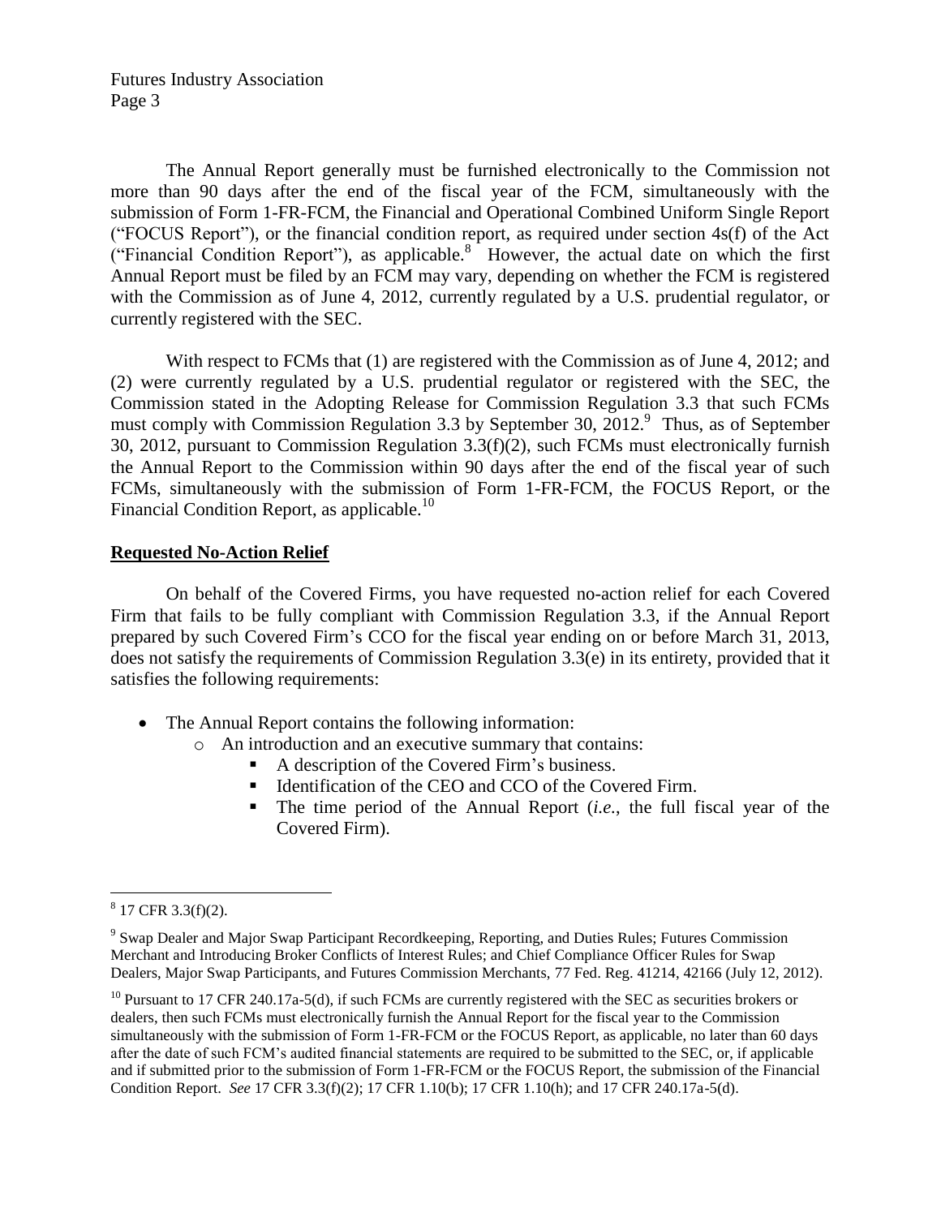The Annual Report generally must be furnished electronically to the Commission not more than 90 days after the end of the fiscal year of the FCM, simultaneously with the submission of Form 1-FR-FCM, the Financial and Operational Combined Uniform Single Report ("FOCUS Report"), or the financial condition report, as required under section 4s(f) of the Act ("Financial Condition Report"), as applicable.[8] However, the actual date on which the first Annual Report must be filed by an FCM may vary, depending on whether the FCM is registered with the Commission as of June 4, 2012, currently regulated by a U.S. prudential regulator, or currently registered with the SEC.

With respect to FCMs that (1) are registered with the Commission as of June 4, 2012; and (2) were currently regulated by a U.S. prudential regulator or registered with the SEC, the Commission stated in the Adopting Release for Commission Regulation 3.3 that such FCMs must comply with Commission Regulation 3.3 by September 30, 2012.[9] Thus, as of September 30, 2012, pursuant to Commission Regulation 3.3(f)(2), such FCMs must electronically furnish the Annual Report to the Commission within 90 days after the end of the fiscal year of such FCMs, simultaneously with the submission of Form 1-FR-FCM, the FOCUS Report, or the Financial Condition Report, as applicable.[10]

**Requested No-Action Relief**

On behalf of the Covered Firms, you have requested no-action relief for each Covered Firm that fails to be fully compliant with Commission Regulation 3.3, if the Annual Report prepared by such Covered Firm's CCO for the fiscal year ending on or before March 31, 2013, does not satisfy the requirements of Commission Regulation 3.3(e) in its entirety, provided that it satisfies the following requirements:

- The Annual Report contains the following information:
  - An introduction and an executive summary that contains:
    - A description of the Covered Firm's business.
    - Identification of the CEO and CCO of the Covered Firm.
    - The time period of the Annual Report (*i.e.*, the full fiscal year of the Covered Firm).

---

[8] 17 CFR 3.3(f)(2).

[9] Swap Dealer and Major Swap Participant Recordkeeping, Reporting, and Duties Rules; Futures Commission Merchant and Introducing Broker Conflicts of Interest Rules; and Chief Compliance Officer Rules for Swap Dealers, Major Swap Participants, and Futures Commission Merchants, 77 Fed. Reg. 41214, 42166 (July 12, 2012).

[10] Pursuant to 17 CFR 240.17a-5(d), if such FCMs are currently registered with the SEC as securities brokers or dealers, then such FCMs must electronically furnish the Annual Report for the fiscal year to the Commission simultaneously with the submission of Form 1-FR-FCM or the FOCUS Report, as applicable, no later than 60 days after the date of such FCM's audited financial statements are required to be submitted to the SEC, or, if applicable and if submitted prior to the submission of Form 1-FR-FCM or the FOCUS Report, the submission of the Financial Condition Report. *See* 17 CFR 3.3(f)(2); 17 CFR 1.10(b); 17 CFR 1.10(h); and 17 CFR 240.17a-5(d).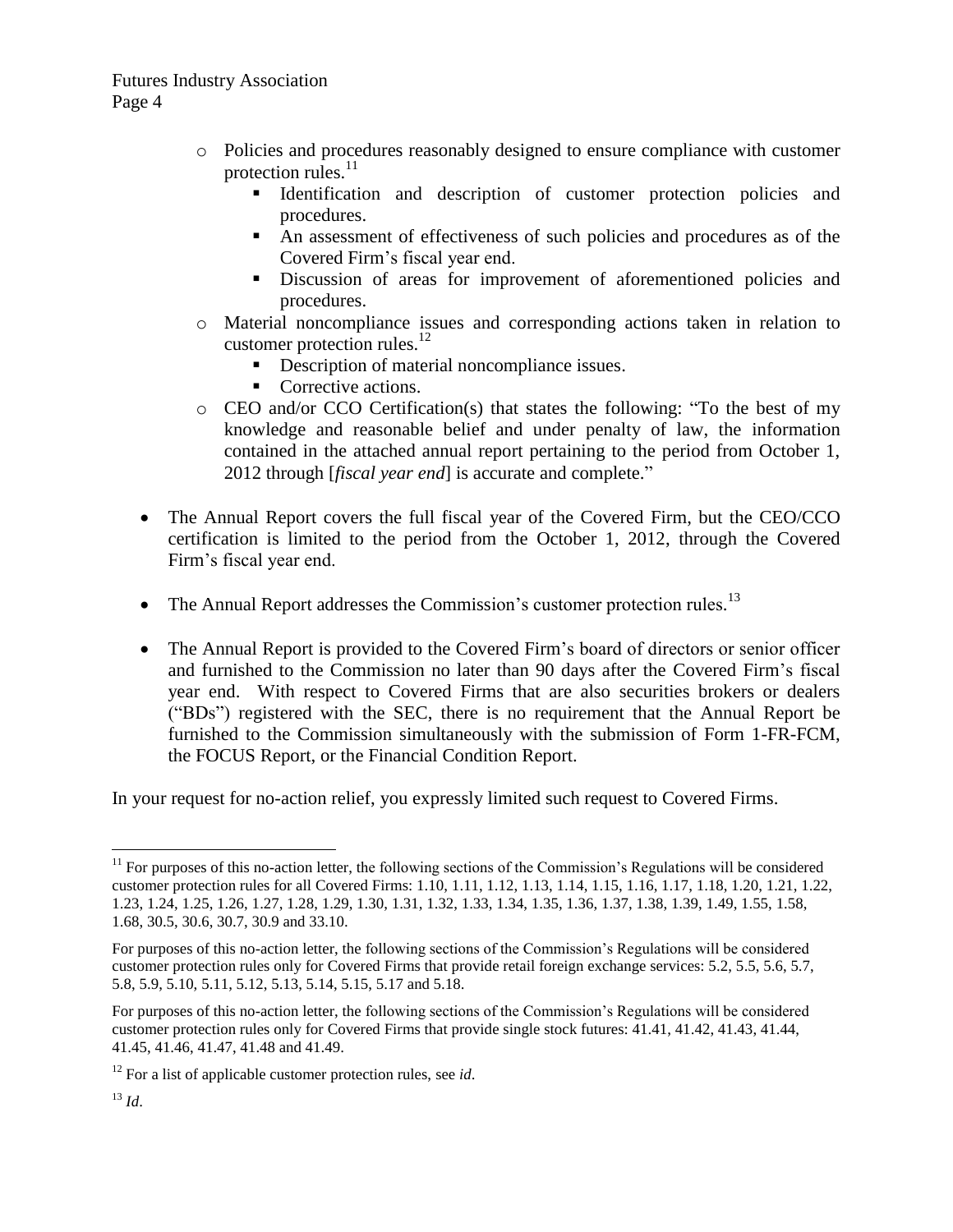- Policies and procedures reasonably designed to ensure compliance with customer protection rules.[11]
    - Identification and description of customer protection policies and procedures.
    - An assessment of effectiveness of such policies and procedures as of the Covered Firm's fiscal year end.
    - Discussion of areas for improvement of aforementioned policies and procedures.
- Material noncompliance issues and corresponding actions taken in relation to customer protection rules.[12]
    - Description of material noncompliance issues.
    - Corrective actions.
- CEO and/or CCO Certification(s) that states the following: "To the best of my knowledge and reasonable belief and under penalty of law, the information contained in the attached annual report pertaining to the period from October 1, 2012 through [*fiscal year end*] is accurate and complete."

- The Annual Report covers the full fiscal year of the Covered Firm, but the CEO/CCO certification is limited to the period from the October 1, 2012, through the Covered Firm's fiscal year end.

- The Annual Report addresses the Commission's customer protection rules.[13]

- The Annual Report is provided to the Covered Firm's board of directors or senior officer and furnished to the Commission no later than 90 days after the Covered Firm's fiscal year end. With respect to Covered Firms that are also securities brokers or dealers ("BDs") registered with the SEC, there is no requirement that the Annual Report be furnished to the Commission simultaneously with the submission of Form 1-FR-FCM, the FOCUS Report, or the Financial Condition Report.

In your request for no-action relief, you expressly limited such request to Covered Firms.

---

[11] For purposes of this no-action letter, the following sections of the Commission's Regulations will be considered customer protection rules for all Covered Firms: 1.10, 1.11, 1.12, 1.13, 1.14, 1.15, 1.16, 1.17, 1.18, 1.20, 1.21, 1.22, 1.23, 1.24, 1.25, 1.26, 1.27, 1.28, 1.29, 1.30, 1.31, 1.32, 1.33, 1.34, 1.35, 1.36, 1.37, 1.38, 1.39, 1.49, 1.55, 1.58, 1.68, 30.5, 30.6, 30.7, 30.9 and 33.10.

For purposes of this no-action letter, the following sections of the Commission's Regulations will be considered customer protection rules only for Covered Firms that provide retail foreign exchange services: 5.2, 5.5, 5.6, 5.7, 5.8, 5.9, 5.10, 5.11, 5.12, 5.13, 5.14, 5.15, 5.17 and 5.18.

For purposes of this no-action letter, the following sections of the Commission's Regulations will be considered customer protection rules only for Covered Firms that provide single stock futures: 41.41, 41.42, 41.43, 41.44, 41.45, 41.46, 41.47, 41.48 and 41.49.

[12] For a list of applicable customer protection rules, see *id*.

[13] *Id*.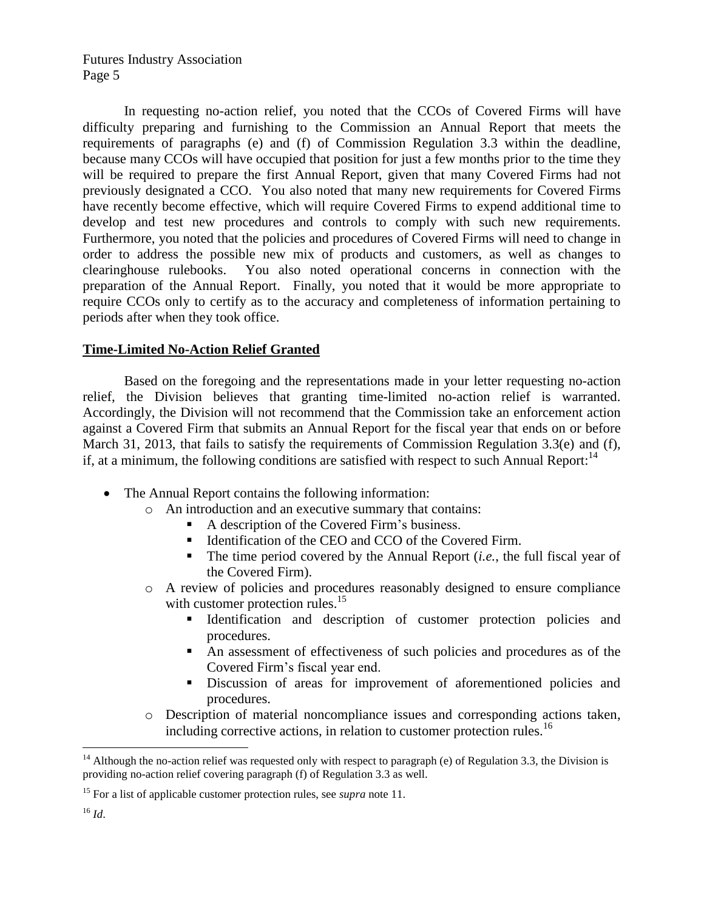In requesting no-action relief, you noted that the CCOs of Covered Firms will have difficulty preparing and furnishing to the Commission an Annual Report that meets the requirements of paragraphs (e) and (f) of Commission Regulation 3.3 within the deadline, because many CCOs will have occupied that position for just a few months prior to the time they will be required to prepare the first Annual Report, given that many Covered Firms had not previously designated a CCO. You also noted that many new requirements for Covered Firms have recently become effective, which will require Covered Firms to expend additional time to develop and test new procedures and controls to comply with such new requirements. Furthermore, you noted that the policies and procedures of Covered Firms will need to change in order to address the possible new mix of products and customers, as well as changes to clearinghouse rulebooks. You also noted operational concerns in connection with the preparation of the Annual Report. Finally, you noted that it would be more appropriate to require CCOs only to certify as to the accuracy and completeness of information pertaining to periods after when they took office.

**Time-Limited No-Action Relief Granted**

Based on the foregoing and the representations made in your letter requesting no-action relief, the Division believes that granting time-limited no-action relief is warranted. Accordingly, the Division will not recommend that the Commission take an enforcement action against a Covered Firm that submits an Annual Report for the fiscal year that ends on or before March 31, 2013, that fails to satisfy the requirements of Commission Regulation 3.3(e) and (f), if, at a minimum, the following conditions are satisfied with respect to such Annual Report:[14]

- The Annual Report contains the following information:
  - An introduction and an executive summary that contains:
    - A description of the Covered Firm's business.
    - Identification of the CEO and CCO of the Covered Firm.
    - The time period covered by the Annual Report (*i.e.*, the full fiscal year of the Covered Firm).
  - A review of policies and procedures reasonably designed to ensure compliance with customer protection rules.[15]
    - Identification and description of customer protection policies and procedures.
    - An assessment of effectiveness of such policies and procedures as of the Covered Firm's fiscal year end.
    - Discussion of areas for improvement of aforementioned policies and procedures.
  - Description of material noncompliance issues and corresponding actions taken, including corrective actions, in relation to customer protection rules.[16]

---

[14] Although the no-action relief was requested only with respect to paragraph (e) of Regulation 3.3, the Division is providing no-action relief covering paragraph (f) of Regulation 3.3 as well.

[15] For a list of applicable customer protection rules, see *supra* note 11.

[16] *Id*.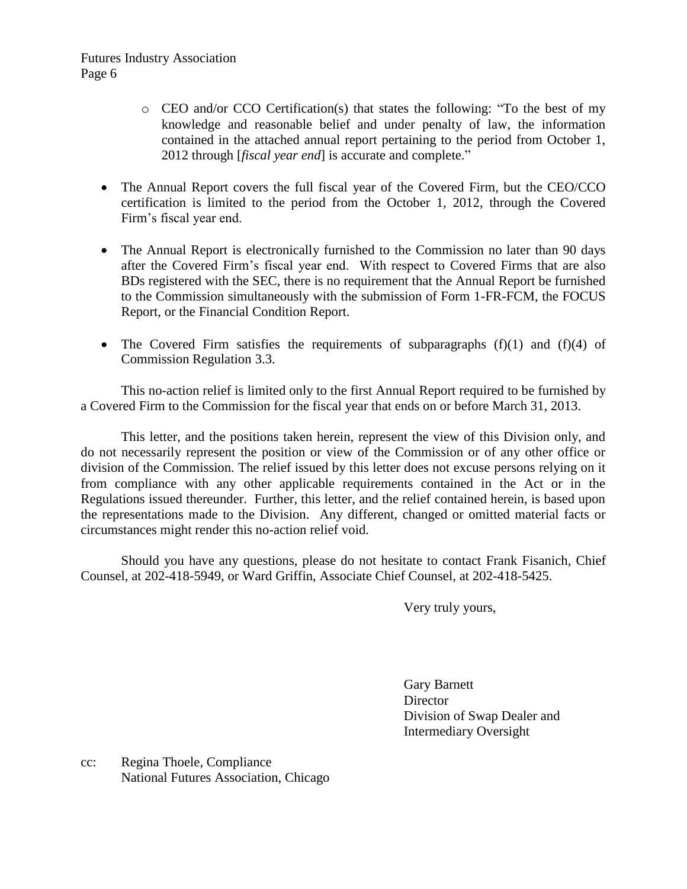- CEO and/or CCO Certification(s) that states the following: "To the best of my knowledge and reasonable belief and under penalty of law, the information contained in the attached annual report pertaining to the period from October 1, 2012 through [*fiscal year end*] is accurate and complete."

- The Annual Report covers the full fiscal year of the Covered Firm, but the CEO/CCO certification is limited to the period from the October 1, 2012, through the Covered Firm's fiscal year end.

- The Annual Report is electronically furnished to the Commission no later than 90 days after the Covered Firm's fiscal year end. With respect to Covered Firms that are also BDs registered with the SEC, there is no requirement that the Annual Report be furnished to the Commission simultaneously with the submission of Form 1-FR-FCM, the FOCUS Report, or the Financial Condition Report.

- The Covered Firm satisfies the requirements of subparagraphs (f)(1) and (f)(4) of Commission Regulation 3.3.

This no-action relief is limited only to the first Annual Report required to be furnished by a Covered Firm to the Commission for the fiscal year that ends on or before March 31, 2013.

This letter, and the positions taken herein, represent the view of this Division only, and do not necessarily represent the position or view of the Commission or of any other office or division of the Commission. The relief issued by this letter does not excuse persons relying on it from compliance with any other applicable requirements contained in the Act or in the Regulations issued thereunder. Further, this letter, and the relief contained herein, is based upon the representations made to the Division. Any different, changed or omitted material facts or circumstances might render this no-action relief void.

Should you have any questions, please do not hesitate to contact Frank Fisanich, Chief Counsel, at 202-418-5949, or Ward Griffin, Associate Chief Counsel, at 202-418-5425.

Very truly yours,

Gary Barnett
Director
Division of Swap Dealer and Intermediary Oversight

cc: Regina Thoele, Compliance
National Futures Association, Chicago